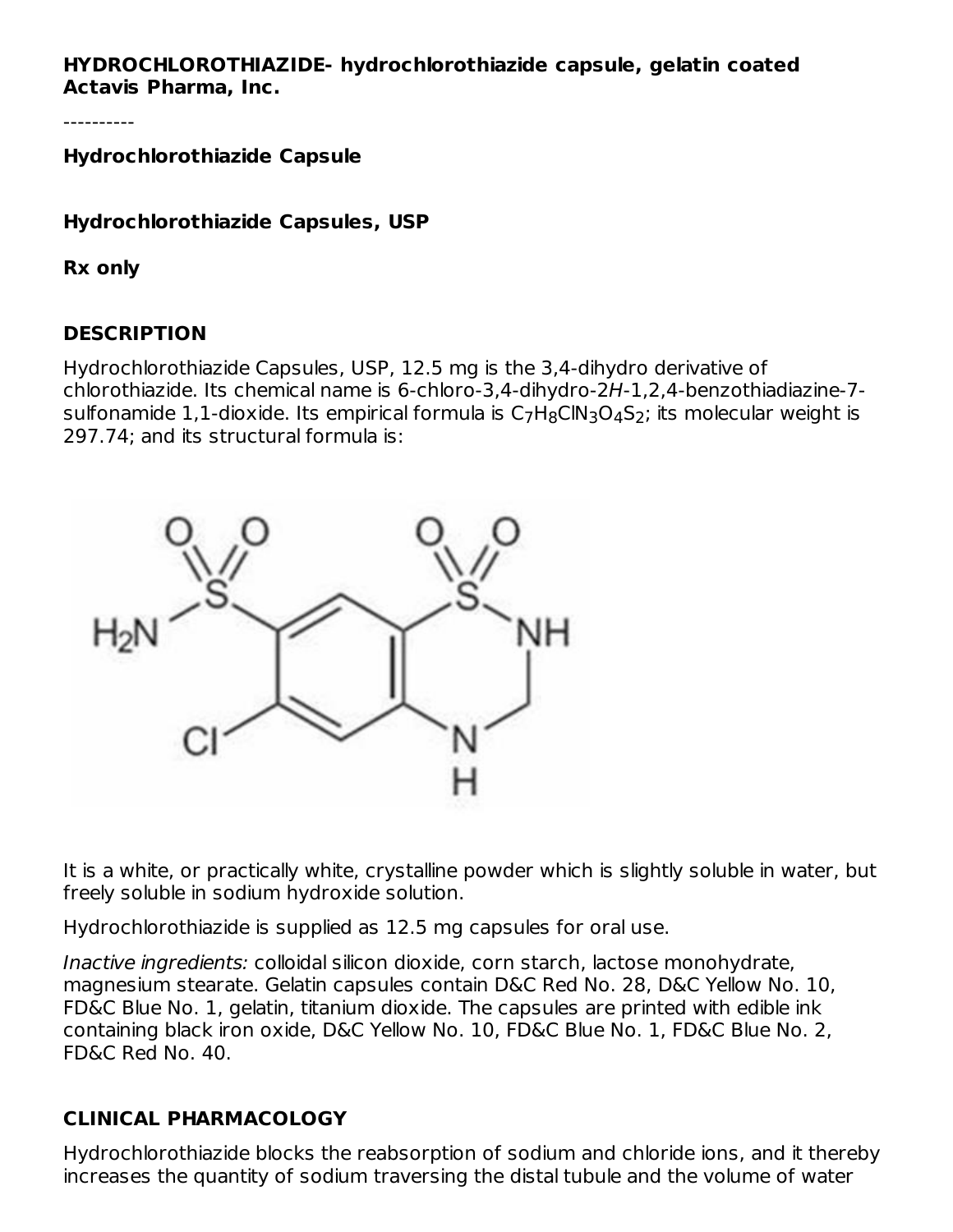**HYDROCHLOROTHIAZIDE- hydrochlorothiazide capsule, gelatin coated**
**Actavis Pharma, Inc.**

----------

**Hydrochlorothiazide Capsule**

**Hydrochlorothiazide Capsules, USP**

**Rx only**

## DESCRIPTION

Hydrochlorothiazide Capsules, USP, 12.5 mg is the 3,4-dihydro derivative of chlorothiazide. Its chemical name is 6-chloro-3,4-dihydro-2*H*-1,2,4-benzothiadiazine-7-sulfonamide 1,1-dioxide. Its empirical formula is $C_7H_8ClN_3O_4S_2$; its molecular weight is 297.74; and its structural formula is:

It is a white, or practically white, crystalline powder which is slightly soluble in water, but freely soluble in sodium hydroxide solution.

Hydrochlorothiazide is supplied as 12.5 mg capsules for oral use.

*Inactive ingredients:* colloidal silicon dioxide, corn starch, lactose monohydrate, magnesium stearate. Gelatin capsules contain D&C Red No. 28, D&C Yellow No. 10, FD&C Blue No. 1, gelatin, titanium dioxide. The capsules are printed with edible ink containing black iron oxide, D&C Yellow No. 10, FD&C Blue No. 1, FD&C Blue No. 2, FD&C Red No. 40.

## CLINICAL PHARMACOLOGY

Hydrochlorothiazide blocks the reabsorption of sodium and chloride ions, and it thereby increases the quantity of sodium traversing the distal tubule and the volume of water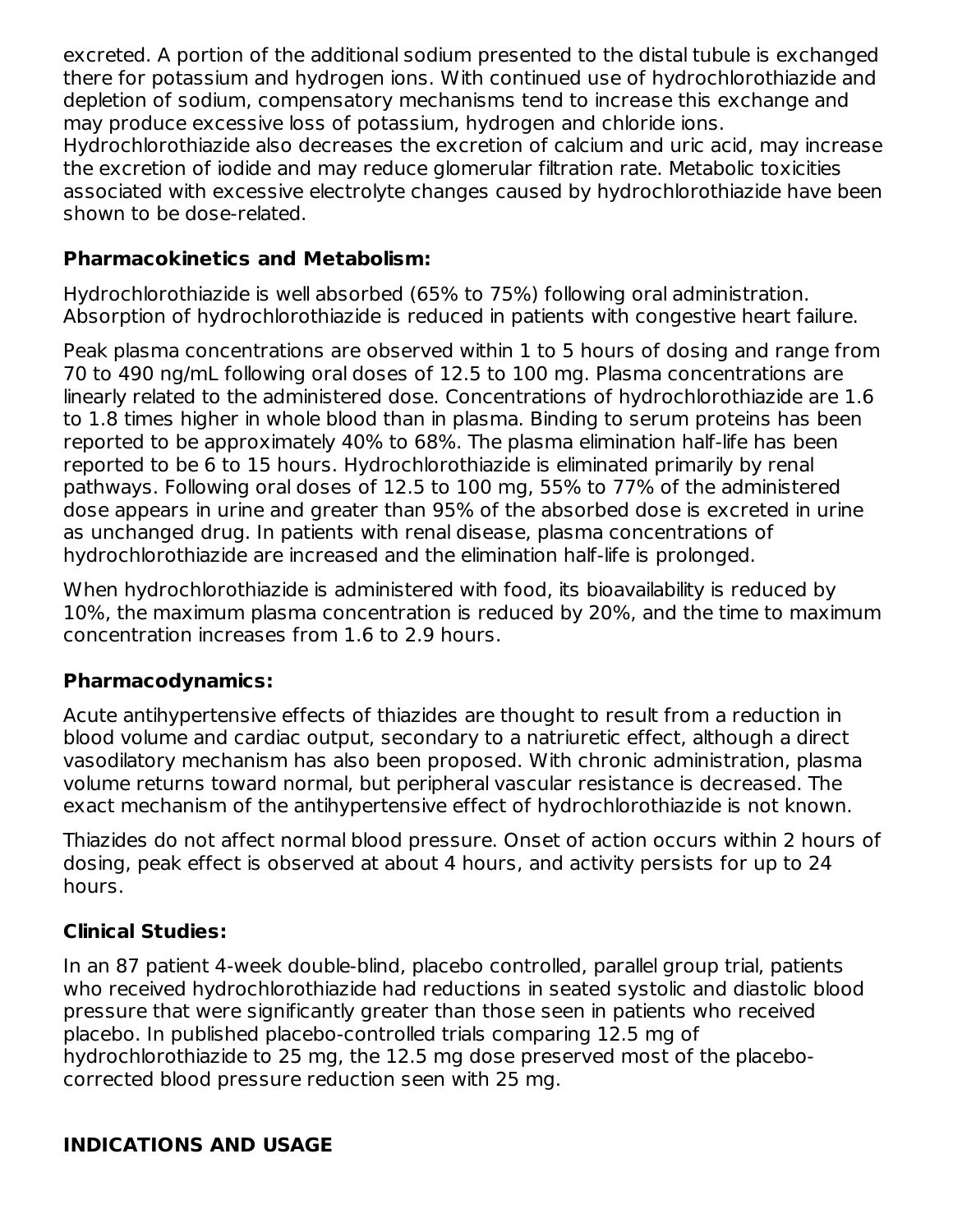excreted. A portion of the additional sodium presented to the distal tubule is exchanged there for potassium and hydrogen ions. With continued use of hydrochlorothiazide and depletion of sodium, compensatory mechanisms tend to increase this exchange and may produce excessive loss of potassium, hydrogen and chloride ions. Hydrochlorothiazide also decreases the excretion of calcium and uric acid, may increase the excretion of iodide and may reduce glomerular filtration rate. Metabolic toxicities associated with excessive electrolyte changes caused by hydrochlorothiazide have been shown to be dose-related.

**Pharmacokinetics and Metabolism:**

Hydrochlorothiazide is well absorbed (65% to 75%) following oral administration. Absorption of hydrochlorothiazide is reduced in patients with congestive heart failure.

Peak plasma concentrations are observed within 1 to 5 hours of dosing and range from 70 to 490 ng/mL following oral doses of 12.5 to 100 mg. Plasma concentrations are linearly related to the administered dose. Concentrations of hydrochlorothiazide are 1.6 to 1.8 times higher in whole blood than in plasma. Binding to serum proteins has been reported to be approximately 40% to 68%. The plasma elimination half-life has been reported to be 6 to 15 hours. Hydrochlorothiazide is eliminated primarily by renal pathways. Following oral doses of 12.5 to 100 mg, 55% to 77% of the administered dose appears in urine and greater than 95% of the absorbed dose is excreted in urine as unchanged drug. In patients with renal disease, plasma concentrations of hydrochlorothiazide are increased and the elimination half-life is prolonged.

When hydrochlorothiazide is administered with food, its bioavailability is reduced by 10%, the maximum plasma concentration is reduced by 20%, and the time to maximum concentration increases from 1.6 to 2.9 hours.

**Pharmacodynamics:**

Acute antihypertensive effects of thiazides are thought to result from a reduction in blood volume and cardiac output, secondary to a natriuretic effect, although a direct vasodilatory mechanism has also been proposed. With chronic administration, plasma volume returns toward normal, but peripheral vascular resistance is decreased. The exact mechanism of the antihypertensive effect of hydrochlorothiazide is not known.

Thiazides do not affect normal blood pressure. Onset of action occurs within 2 hours of dosing, peak effect is observed at about 4 hours, and activity persists for up to 24 hours.

**Clinical Studies:**

In an 87 patient 4-week double-blind, placebo controlled, parallel group trial, patients who received hydrochlorothiazide had reductions in seated systolic and diastolic blood pressure that were significantly greater than those seen in patients who received placebo. In published placebo-controlled trials comparing 12.5 mg of hydrochlorothiazide to 25 mg, the 12.5 mg dose preserved most of the placebo-corrected blood pressure reduction seen with 25 mg.

## INDICATIONS AND USAGE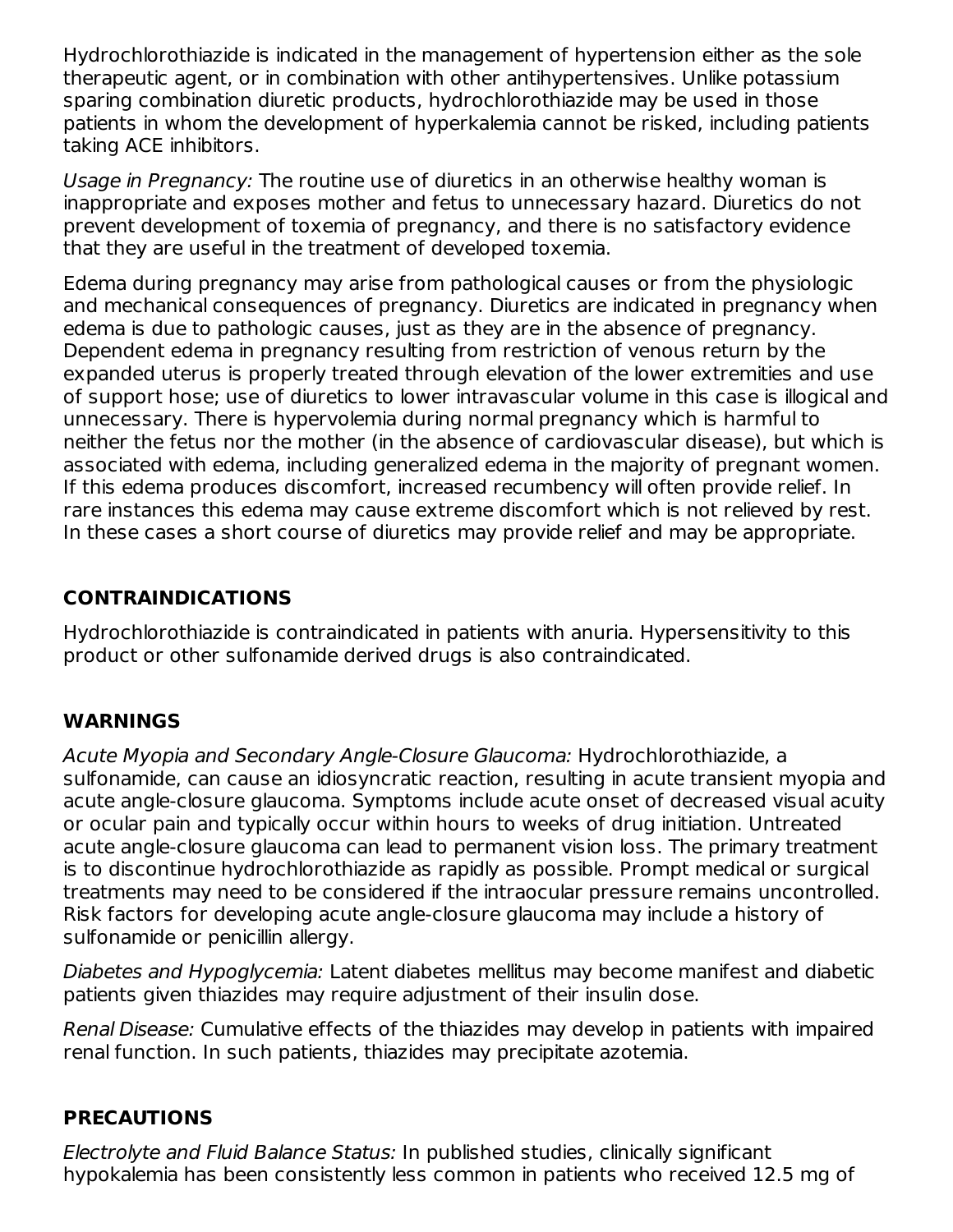Hydrochlorothiazide is indicated in the management of hypertension either as the sole therapeutic agent, or in combination with other antihypertensives. Unlike potassium sparing combination diuretic products, hydrochlorothiazide may be used in those patients in whom the development of hyperkalemia cannot be risked, including patients taking ACE inhibitors.

*Usage in Pregnancy:* The routine use of diuretics in an otherwise healthy woman is inappropriate and exposes mother and fetus to unnecessary hazard. Diuretics do not prevent development of toxemia of pregnancy, and there is no satisfactory evidence that they are useful in the treatment of developed toxemia.

Edema during pregnancy may arise from pathological causes or from the physiologic and mechanical consequences of pregnancy. Diuretics are indicated in pregnancy when edema is due to pathologic causes, just as they are in the absence of pregnancy. Dependent edema in pregnancy resulting from restriction of venous return by the expanded uterus is properly treated through elevation of the lower extremities and use of support hose; use of diuretics to lower intravascular volume in this case is illogical and unnecessary. There is hypervolemia during normal pregnancy which is harmful to neither the fetus nor the mother (in the absence of cardiovascular disease), but which is associated with edema, including generalized edema in the majority of pregnant women. If this edema produces discomfort, increased recumbency will often provide relief. In rare instances this edema may cause extreme discomfort which is not relieved by rest. In these cases a short course of diuretics may provide relief and may be appropriate.

## CONTRAINDICATIONS

Hydrochlorothiazide is contraindicated in patients with anuria. Hypersensitivity to this product or other sulfonamide derived drugs is also contraindicated.

## WARNINGS

*Acute Myopia and Secondary Angle-Closure Glaucoma:* Hydrochlorothiazide, a sulfonamide, can cause an idiosyncratic reaction, resulting in acute transient myopia and acute angle-closure glaucoma. Symptoms include acute onset of decreased visual acuity or ocular pain and typically occur within hours to weeks of drug initiation. Untreated acute angle-closure glaucoma can lead to permanent vision loss. The primary treatment is to discontinue hydrochlorothiazide as rapidly as possible. Prompt medical or surgical treatments may need to be considered if the intraocular pressure remains uncontrolled. Risk factors for developing acute angle-closure glaucoma may include a history of sulfonamide or penicillin allergy.

*Diabetes and Hypoglycemia:* Latent diabetes mellitus may become manifest and diabetic patients given thiazides may require adjustment of their insulin dose.

*Renal Disease:* Cumulative effects of the thiazides may develop in patients with impaired renal function. In such patients, thiazides may precipitate azotemia.

## PRECAUTIONS

*Electrolyte and Fluid Balance Status:* In published studies, clinically significant hypokalemia has been consistently less common in patients who received 12.5 mg of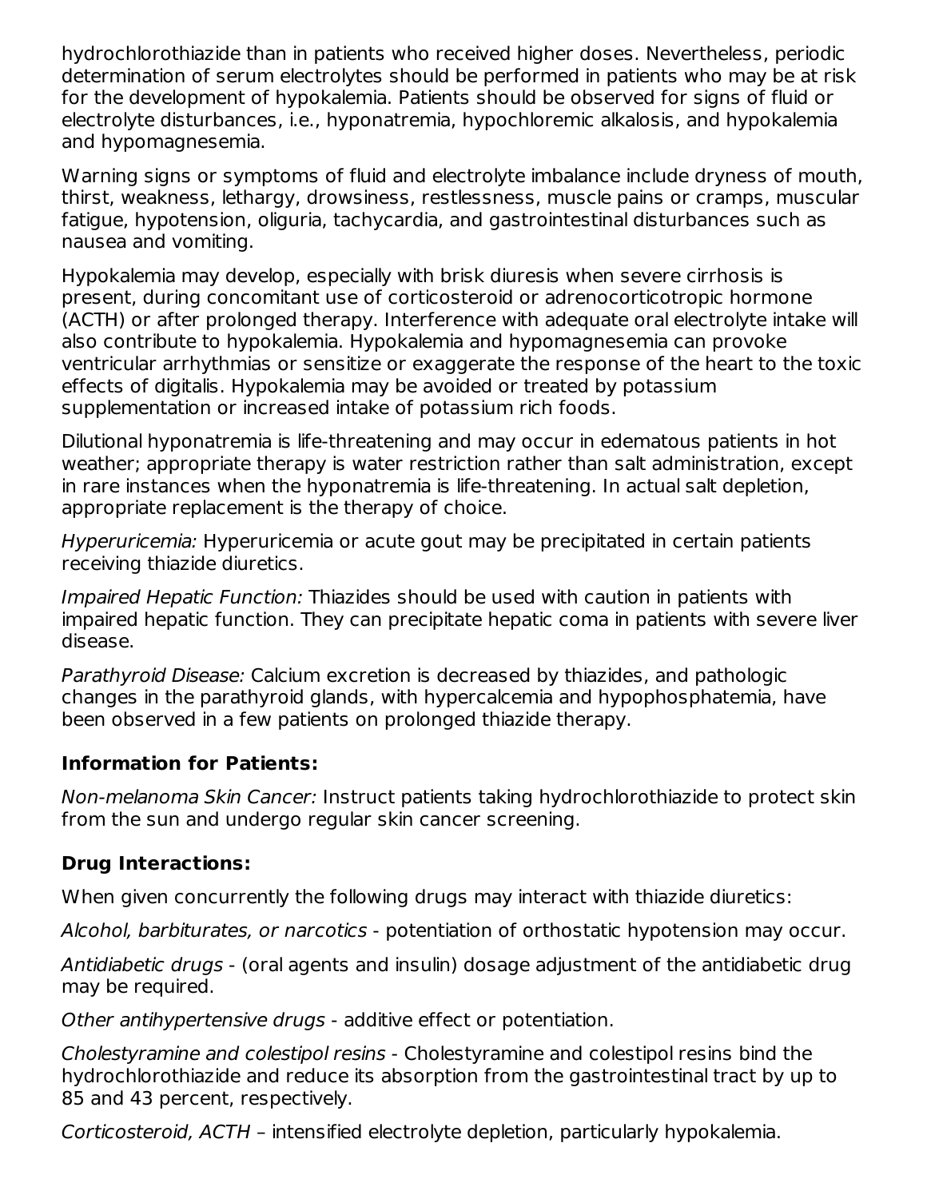hydrochlorothiazide than in patients who received higher doses. Nevertheless, periodic determination of serum electrolytes should be performed in patients who may be at risk for the development of hypokalemia. Patients should be observed for signs of fluid or electrolyte disturbances, i.e., hyponatremia, hypochloremic alkalosis, and hypokalemia and hypomagnesemia.

Warning signs or symptoms of fluid and electrolyte imbalance include dryness of mouth, thirst, weakness, lethargy, drowsiness, restlessness, muscle pains or cramps, muscular fatigue, hypotension, oliguria, tachycardia, and gastrointestinal disturbances such as nausea and vomiting.

Hypokalemia may develop, especially with brisk diuresis when severe cirrhosis is present, during concomitant use of corticosteroid or adrenocorticotropic hormone (ACTH) or after prolonged therapy. Interference with adequate oral electrolyte intake will also contribute to hypokalemia. Hypokalemia and hypomagnesemia can provoke ventricular arrhythmias or sensitize or exaggerate the response of the heart to the toxic effects of digitalis. Hypokalemia may be avoided or treated by potassium supplementation or increased intake of potassium rich foods.

Dilutional hyponatremia is life-threatening and may occur in edematous patients in hot weather; appropriate therapy is water restriction rather than salt administration, except in rare instances when the hyponatremia is life-threatening. In actual salt depletion, appropriate replacement is the therapy of choice.

*Hyperuricemia:* Hyperuricemia or acute gout may be precipitated in certain patients receiving thiazide diuretics.

*Impaired Hepatic Function:* Thiazides should be used with caution in patients with impaired hepatic function. They can precipitate hepatic coma in patients with severe liver disease.

*Parathyroid Disease:* Calcium excretion is decreased by thiazides, and pathologic changes in the parathyroid glands, with hypercalcemia and hypophosphatemia, have been observed in a few patients on prolonged thiazide therapy.

**Information for Patients:**

*Non-melanoma Skin Cancer:* Instruct patients taking hydrochlorothiazide to protect skin from the sun and undergo regular skin cancer screening.

**Drug Interactions:**

When given concurrently the following drugs may interact with thiazide diuretics:

*Alcohol, barbiturates, or narcotics* - potentiation of orthostatic hypotension may occur.

*Antidiabetic drugs* - (oral agents and insulin) dosage adjustment of the antidiabetic drug may be required.

*Other antihypertensive drugs* - additive effect or potentiation.

*Cholestyramine and colestipol resins* - Cholestyramine and colestipol resins bind the hydrochlorothiazide and reduce its absorption from the gastrointestinal tract by up to 85 and 43 percent, respectively.

*Corticosteroid, ACTH* – intensified electrolyte depletion, particularly hypokalemia.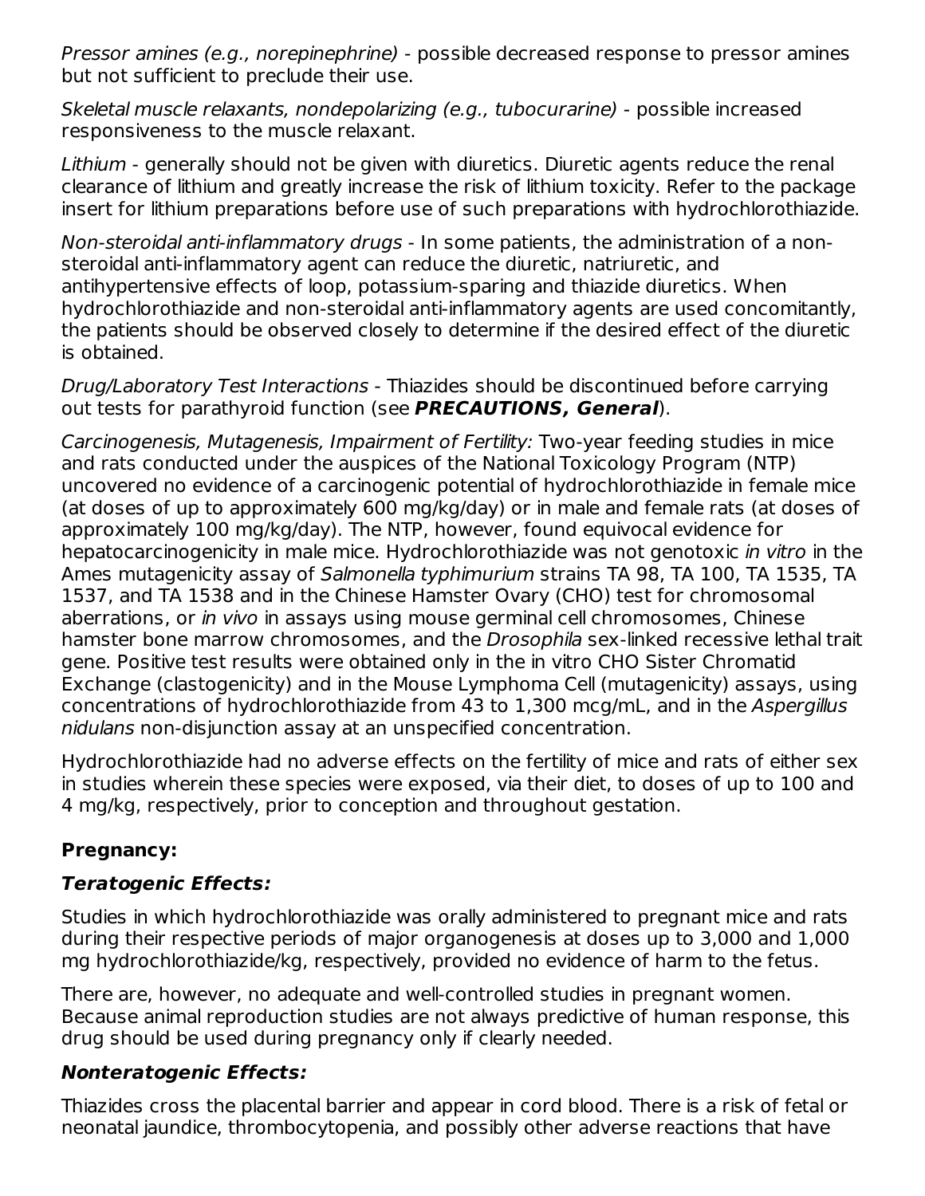*Pressor amines (e.g., norepinephrine)* - possible decreased response to pressor amines but not sufficient to preclude their use.

*Skeletal muscle relaxants, nondepolarizing (e.g., tubocurarine)* - possible increased responsiveness to the muscle relaxant.

*Lithium* - generally should not be given with diuretics. Diuretic agents reduce the renal clearance of lithium and greatly increase the risk of lithium toxicity. Refer to the package insert for lithium preparations before use of such preparations with hydrochlorothiazide.

*Non-steroidal anti-inflammatory drugs* - In some patients, the administration of a non-steroidal anti-inflammatory agent can reduce the diuretic, natriuretic, and antihypertensive effects of loop, potassium-sparing and thiazide diuretics. When hydrochlorothiazide and non-steroidal anti-inflammatory agents are used concomitantly, the patients should be observed closely to determine if the desired effect of the diuretic is obtained.

*Drug/Laboratory Test Interactions* - Thiazides should be discontinued before carrying out tests for parathyroid function (see ***PRECAUTIONS, General***).

*Carcinogenesis, Mutagenesis, Impairment of Fertility:* Two-year feeding studies in mice and rats conducted under the auspices of the National Toxicology Program (NTP) uncovered no evidence of a carcinogenic potential of hydrochlorothiazide in female mice (at doses of up to approximately 600 mg/kg/day) or in male and female rats (at doses of approximately 100 mg/kg/day). The NTP, however, found equivocal evidence for hepatocarcinogenicity in male mice. Hydrochlorothiazide was not genotoxic *in vitro* in the Ames mutagenicity assay of *Salmonella typhimurium* strains TA 98, TA 100, TA 1535, TA 1537, and TA 1538 and in the Chinese Hamster Ovary (CHO) test for chromosomal aberrations, or *in vivo* in assays using mouse germinal cell chromosomes, Chinese hamster bone marrow chromosomes, and the *Drosophila* sex-linked recessive lethal trait gene. Positive test results were obtained only in the in vitro CHO Sister Chromatid Exchange (clastogenicity) and in the Mouse Lymphoma Cell (mutagenicity) assays, using concentrations of hydrochlorothiazide from 43 to 1,300 mcg/mL, and in the *Aspergillus nidulans* non-disjunction assay at an unspecified concentration.

Hydrochlorothiazide had no adverse effects on the fertility of mice and rats of either sex in studies wherein these species were exposed, via their diet, to doses of up to 100 and 4 mg/kg, respectively, prior to conception and throughout gestation.

**Pregnancy:**

***Teratogenic Effects:***

Studies in which hydrochlorothiazide was orally administered to pregnant mice and rats during their respective periods of major organogenesis at doses up to 3,000 and 1,000 mg hydrochlorothiazide/kg, respectively, provided no evidence of harm to the fetus.

There are, however, no adequate and well-controlled studies in pregnant women. Because animal reproduction studies are not always predictive of human response, this drug should be used during pregnancy only if clearly needed.

***Nonteratogenic Effects:***

Thiazides cross the placental barrier and appear in cord blood. There is a risk of fetal or neonatal jaundice, thrombocytopenia, and possibly other adverse reactions that have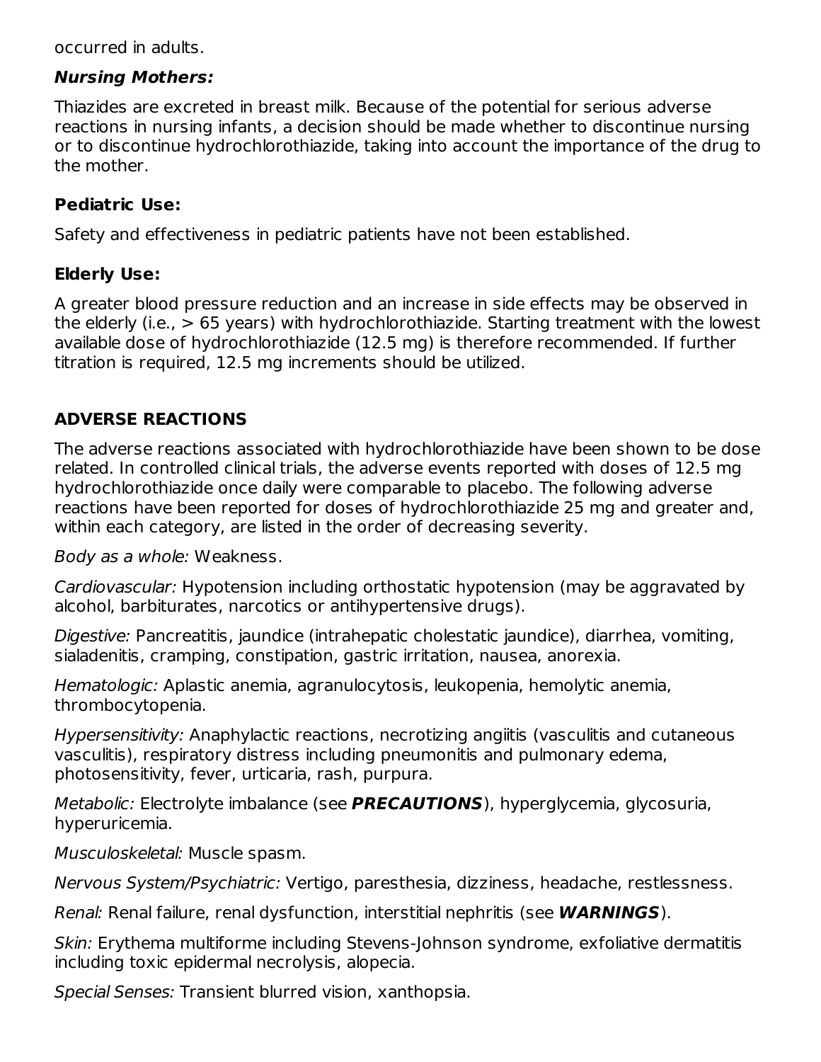occurred in adults.

***Nursing Mothers:***

Thiazides are excreted in breast milk. Because of the potential for serious adverse reactions in nursing infants, a decision should be made whether to discontinue nursing or to discontinue hydrochlorothiazide, taking into account the importance of the drug to the mother.

**Pediatric Use:**

Safety and effectiveness in pediatric patients have not been established.

**Elderly Use:**

A greater blood pressure reduction and an increase in side effects may be observed in the elderly (i.e., > 65 years) with hydrochlorothiazide. Starting treatment with the lowest available dose of hydrochlorothiazide (12.5 mg) is therefore recommended. If further titration is required, 12.5 mg increments should be utilized.

## ADVERSE REACTIONS

The adverse reactions associated with hydrochlorothiazide have been shown to be dose related. In controlled clinical trials, the adverse events reported with doses of 12.5 mg hydrochlorothiazide once daily were comparable to placebo. The following adverse reactions have been reported for doses of hydrochlorothiazide 25 mg and greater and, within each category, are listed in the order of decreasing severity.

*Body as a whole:* Weakness.

*Cardiovascular:* Hypotension including orthostatic hypotension (may be aggravated by alcohol, barbiturates, narcotics or antihypertensive drugs).

*Digestive:* Pancreatitis, jaundice (intrahepatic cholestatic jaundice), diarrhea, vomiting, sialadenitis, cramping, constipation, gastric irritation, nausea, anorexia.

*Hematologic:* Aplastic anemia, agranulocytosis, leukopenia, hemolytic anemia, thrombocytopenia.

*Hypersensitivity:* Anaphylactic reactions, necrotizing angiitis (vasculitis and cutaneous vasculitis), respiratory distress including pneumonitis and pulmonary edema, photosensitivity, fever, urticaria, rash, purpura.

*Metabolic:* Electrolyte imbalance (see ***PRECAUTIONS***), hyperglycemia, glycosuria, hyperuricemia.

*Musculoskeletal:* Muscle spasm.

*Nervous System/Psychiatric:* Vertigo, paresthesia, dizziness, headache, restlessness.

*Renal:* Renal failure, renal dysfunction, interstitial nephritis (see ***WARNINGS***).

*Skin:* Erythema multiforme including Stevens-Johnson syndrome, exfoliative dermatitis including toxic epidermal necrolysis, alopecia.

*Special Senses:* Transient blurred vision, xanthopsia.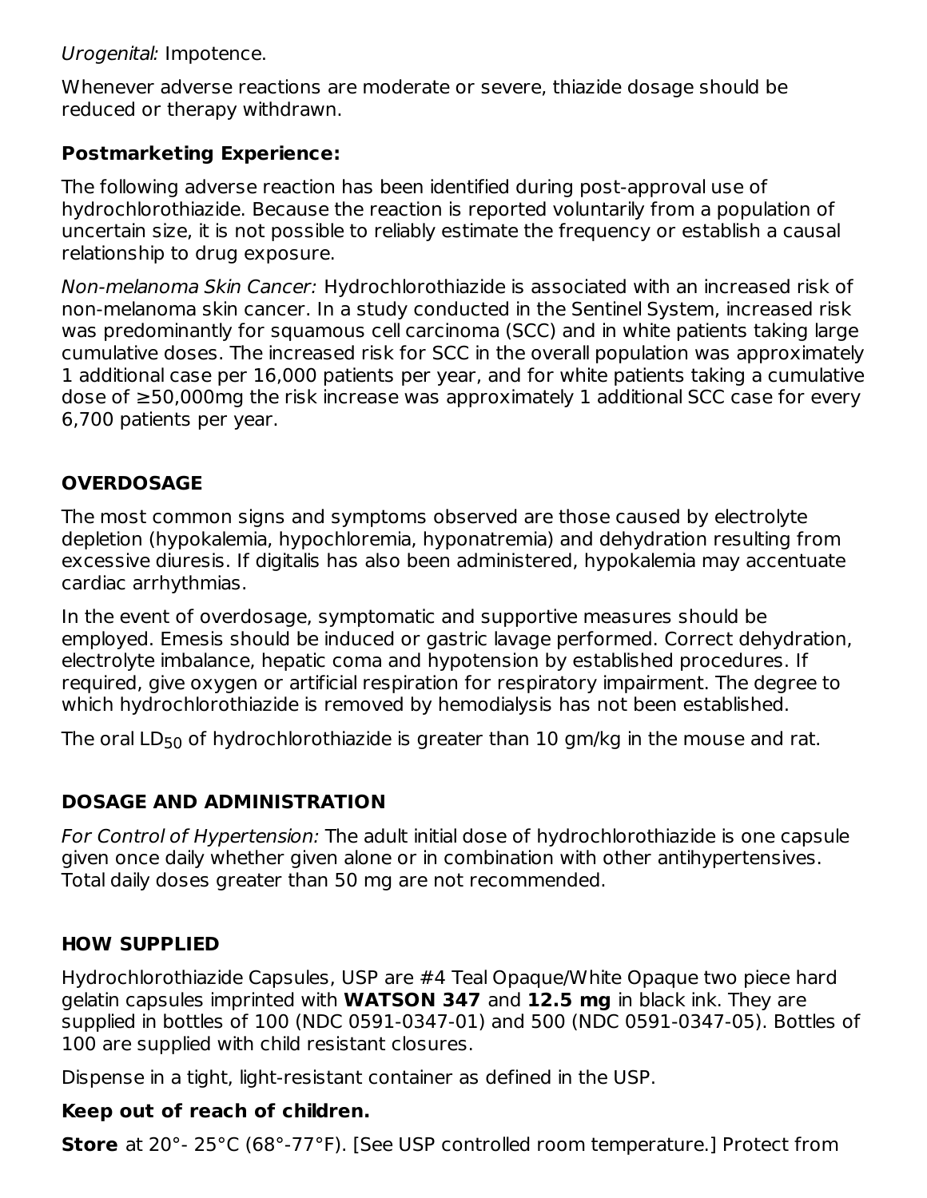*Urogenital:* Impotence.

Whenever adverse reactions are moderate or severe, thiazide dosage should be reduced or therapy withdrawn.

**Postmarketing Experience:**

The following adverse reaction has been identified during post-approval use of hydrochlorothiazide. Because the reaction is reported voluntarily from a population of uncertain size, it is not possible to reliably estimate the frequency or establish a causal relationship to drug exposure.

*Non-melanoma Skin Cancer:* Hydrochlorothiazide is associated with an increased risk of non-melanoma skin cancer. In a study conducted in the Sentinel System, increased risk was predominantly for squamous cell carcinoma (SCC) and in white patients taking large cumulative doses. The increased risk for SCC in the overall population was approximately 1 additional case per 16,000 patients per year, and for white patients taking a cumulative dose of ≥50,000mg the risk increase was approximately 1 additional SCC case for every 6,700 patients per year.

## OVERDOSAGE

The most common signs and symptoms observed are those caused by electrolyte depletion (hypokalemia, hypochloremia, hyponatremia) and dehydration resulting from excessive diuresis. If digitalis has also been administered, hypokalemia may accentuate cardiac arrhythmias.

In the event of overdosage, symptomatic and supportive measures should be employed. Emesis should be induced or gastric lavage performed. Correct dehydration, electrolyte imbalance, hepatic coma and hypotension by established procedures. If required, give oxygen or artificial respiration for respiratory impairment. The degree to which hydrochlorothiazide is removed by hemodialysis has not been established.

The oral $LD_{50}$ of hydrochlorothiazide is greater than 10 gm/kg in the mouse and rat.

## DOSAGE AND ADMINISTRATION

*For Control of Hypertension:* The adult initial dose of hydrochlorothiazide is one capsule given once daily whether given alone or in combination with other antihypertensives. Total daily doses greater than 50 mg are not recommended.

## HOW SUPPLIED

Hydrochlorothiazide Capsules, USP are #4 Teal Opaque/White Opaque two piece hard gelatin capsules imprinted with **WATSON 347** and **12.5 mg** in black ink. They are supplied in bottles of 100 (NDC 0591-0347-01) and 500 (NDC 0591-0347-05). Bottles of 100 are supplied with child resistant closures.

Dispense in a tight, light-resistant container as defined in the USP.

**Keep out of reach of children.**

**Store** at 20°- 25°C (68°-77°F). [See USP controlled room temperature.] Protect from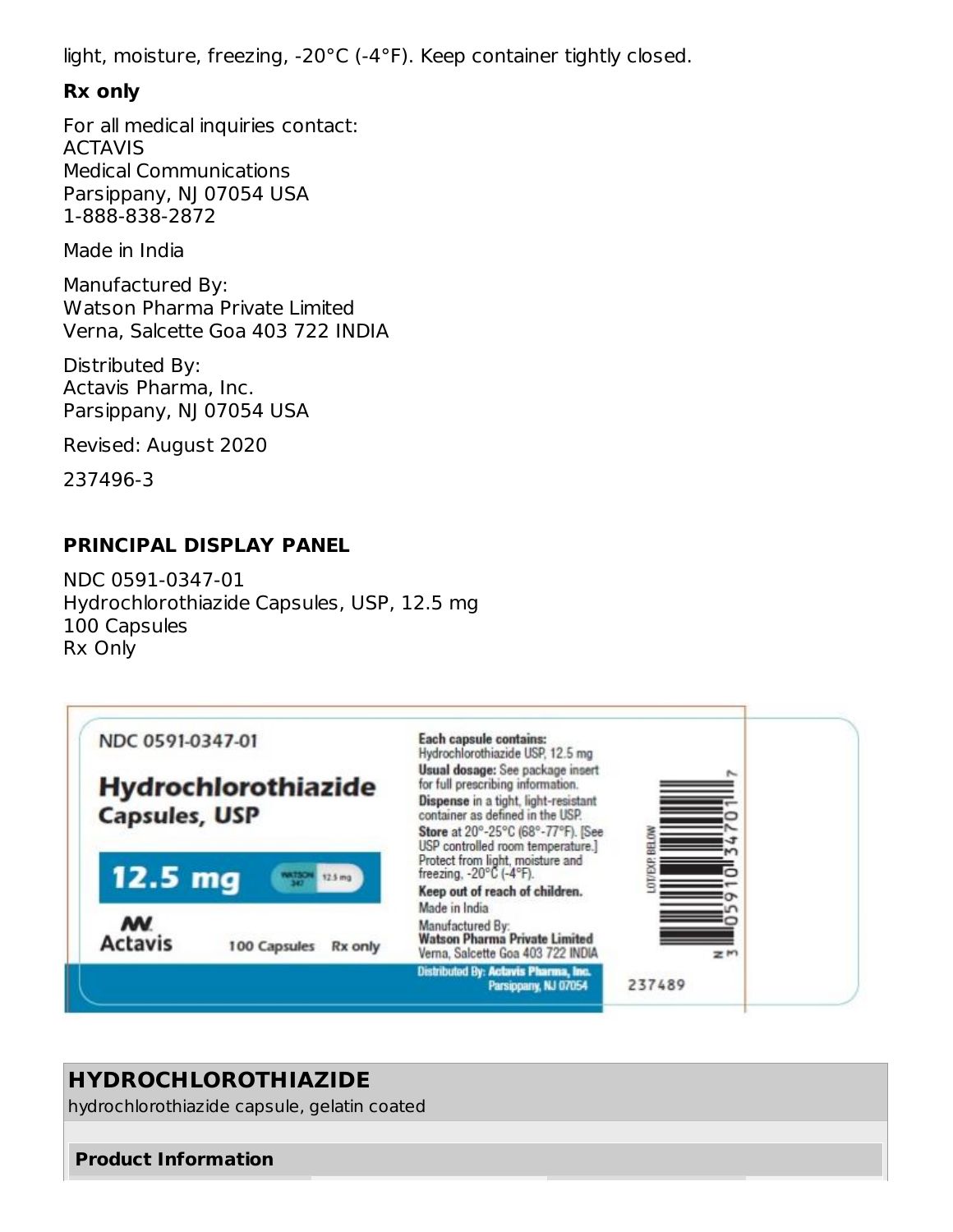light, moisture, freezing, -20°C (-4°F). Keep container tightly closed.

**Rx only**

For all medical inquiries contact:
ACTAVIS
Medical Communications
Parsippany, NJ 07054 USA
1-888-838-2872

Made in India

Manufactured By:
Watson Pharma Private Limited
Verna, Salcette Goa 403 722 INDIA

Distributed By:
Actavis Pharma, Inc.
Parsippany, NJ 07054 USA

Revised: August 2020

237496-3

## PRINCIPAL DISPLAY PANEL

NDC 0591-0347-01
Hydrochlorothiazide Capsules, USP, 12.5 mg
100 Capsules
Rx Only

NDC 0591-0347-01

**Hydrochlorothiazide Capsules, USP**

**12.5 mg**

Actavis    100 Capsules    Rx only

**Each capsule contains:** Hydrochlorothiazide USP, 12.5 mg
**Usual dosage:** See package insert for full prescribing information.
**Dispense** in a tight, light-resistant container as defined in the USP.
**Store** at 20°-25°C (68°-77°F). [See USP controlled room temperature.] Protect from light, moisture and freezing, -20°C (-4°F).
**Keep out of reach of children.**
Made in India
Manufactured By:
**Watson Pharma Private Limited**
Verna, Salcette Goa 403 722 INDIA
**Distributed By: Actavis Pharma, Inc.**
**Parsippany, NJ 07054**

LOT/EXP BELOW

N 3 0591034701 7

237489

## HYDROCHLOROTHIAZIDE

hydrochlorothiazide capsule, gelatin coated

### Product Information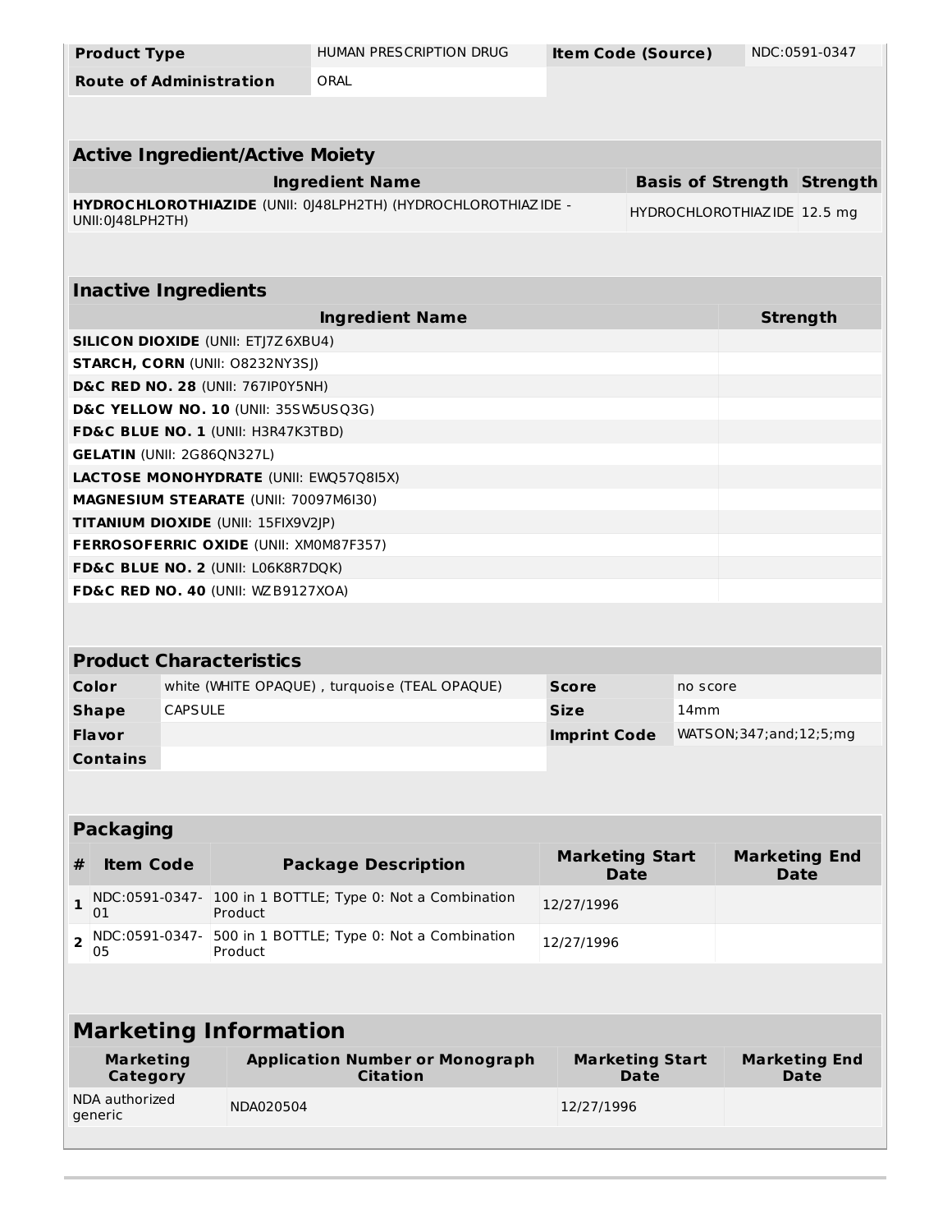| Product Type | HUMAN PRESCRIPTION DRUG | Item Code (Source) | NDC:0591-0347 |
|---|---|---|---|
| Route of Administration | ORAL | | |

## Active Ingredient/Active Moiety

| Ingredient Name | Basis of Strength | Strength |
|---|---|---|
| HYDROCHLOROTHIAZIDE (UNII: 0J48LPH2TH) (HYDROCHLOROTHIAZIDE - UNII:0J48LPH2TH) | HYDROCHLOROTHIAZIDE | 12.5 mg |

## Inactive Ingredients

| Ingredient Name | Strength |
|---|---|
| SILICON DIOXIDE (UNII: ETJ7Z6XBU4) | |
| STARCH, CORN (UNII: O8232NY3SJ) | |
| D&C RED NO. 28 (UNII: 767IP0Y5NH) | |
| D&C YELLOW NO. 10 (UNII: 35SW5USQ3G) | |
| FD&C BLUE NO. 1 (UNII: H3R47K3TBD) | |
| GELATIN (UNII: 2G86QN327L) | |
| LACTOSE MONOHYDRATE (UNII: EWQ57Q8I5X) | |
| MAGNESIUM STEARATE (UNII: 70097M6I30) | |
| TITANIUM DIOXIDE (UNII: 15FIX9V2JP) | |
| FERROSOFERRIC OXIDE (UNII: XM0M87F357) | |
| FD&C BLUE NO. 2 (UNII: L06K8R7DQK) | |
| FD&C RED NO. 40 (UNII: WZB9127XOA) | |

## Product Characteristics

| Color | white (WHITE OPAQUE) , turquoise (TEAL OPAQUE) | Score | no score |
|---|---|---|---|
| Shape | CAPSULE | Size | 14mm |
| Flavor | | Imprint Code | WATSON;347;and;12;5;mg |
| Contains | | | |

## Packaging

| # | Item Code | Package Description | Marketing Start Date | Marketing End Date |
|---|---|---|---|---|
| 1 | NDC:0591-0347-01 | 100 in 1 BOTTLE; Type 0: Not a Combination Product | 12/27/1996 | |
| 2 | NDC:0591-0347-05 | 500 in 1 BOTTLE; Type 0: Not a Combination Product | 12/27/1996 | |

## Marketing Information

| Marketing Category | Application Number or Monograph Citation | Marketing Start Date | Marketing End Date |
|---|---|---|---|
| NDA authorized generic | NDA020504 | 12/27/1996 | |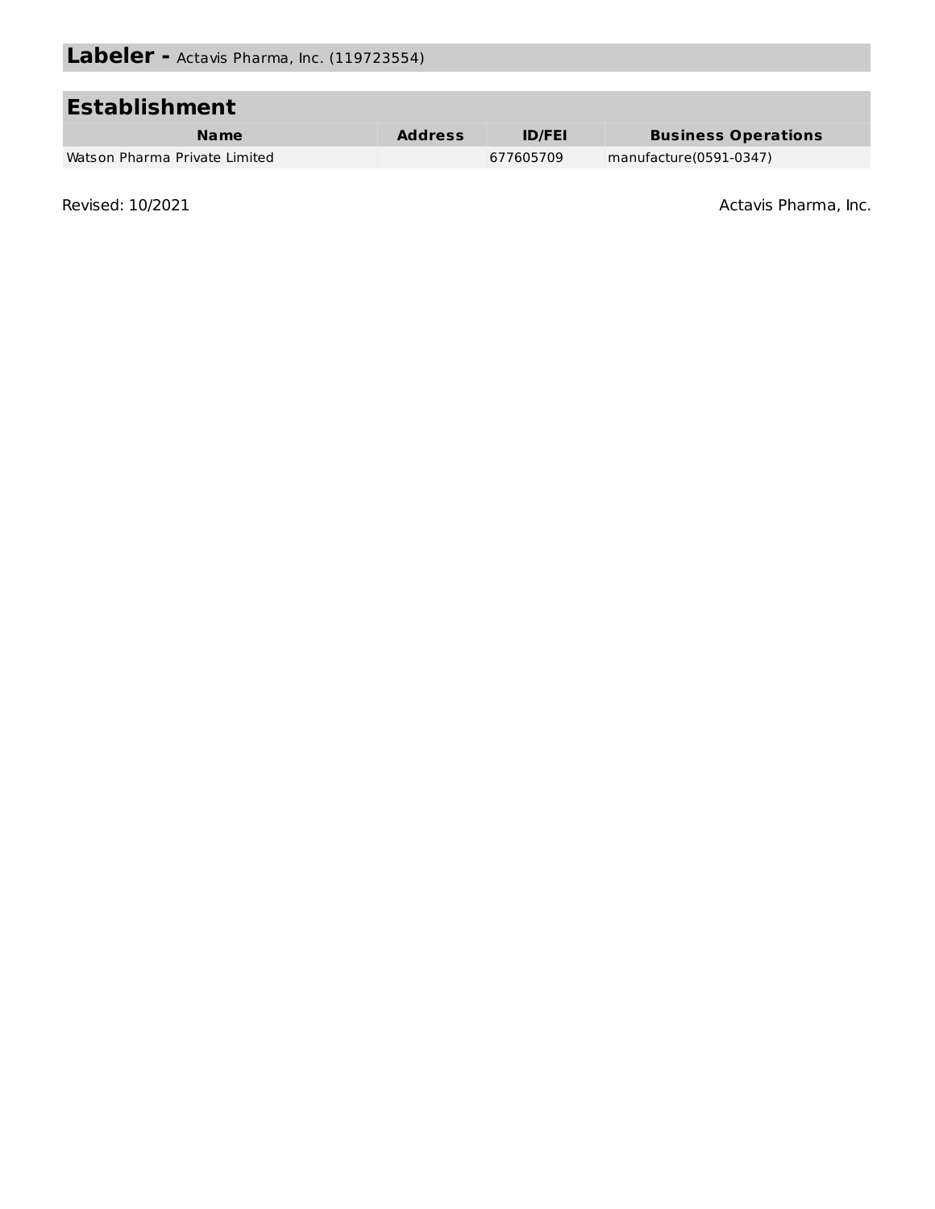## Labeler - Actavis Pharma, Inc. (119723554)

## Establishment

| Name | Address | ID/FEI | Business Operations |
| --- | --- | --- | --- |
| Watson Pharma Private Limited | | 677605709 | manufacture(0591-0347) |

Revised: 10/2021

Actavis Pharma, Inc.